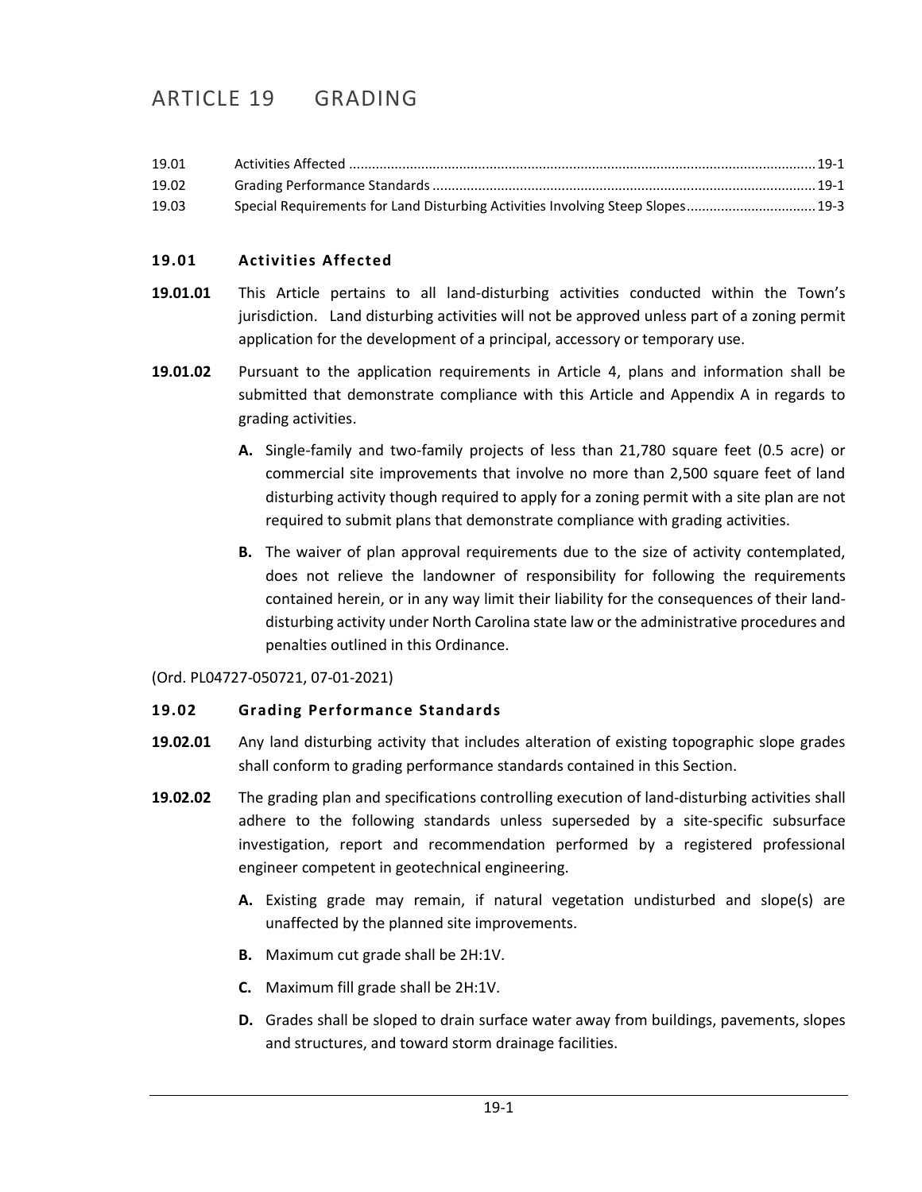# ARTICLE 19 GRADING

| | | |
|---|---|---|
| 19.01 | Activities Affected | 19-1 |
| 19.02 | Grading Performance Standards | 19-1 |
| 19.03 | Special Requirements for Land Disturbing Activities Involving Steep Slopes | 19-3 |

### 19.01 Activities Affected

**19.01.01** This Article pertains to all land-disturbing activities conducted within the Town's jurisdiction. Land disturbing activities will not be approved unless part of a zoning permit application for the development of a principal, accessory or temporary use.

**19.01.02** Pursuant to the application requirements in Article 4, plans and information shall be submitted that demonstrate compliance with this Article and Appendix A in regards to grading activities.

- **A.** Single-family and two-family projects of less than 21,780 square feet (0.5 acre) or commercial site improvements that involve no more than 2,500 square feet of land disturbing activity though required to apply for a zoning permit with a site plan are not required to submit plans that demonstrate compliance with grading activities.
- **B.** The waiver of plan approval requirements due to the size of activity contemplated, does not relieve the landowner of responsibility for following the requirements contained herein, or in any way limit their liability for the consequences of their land-disturbing activity under North Carolina state law or the administrative procedures and penalties outlined in this Ordinance.

(Ord. PL04727-050721, 07-01-2021)

### 19.02 Grading Performance Standards

**19.02.01** Any land disturbing activity that includes alteration of existing topographic slope grades shall conform to grading performance standards contained in this Section.

**19.02.02** The grading plan and specifications controlling execution of land-disturbing activities shall adhere to the following standards unless superseded by a site-specific subsurface investigation, report and recommendation performed by a registered professional engineer competent in geotechnical engineering.

- **A.** Existing grade may remain, if natural vegetation undisturbed and slope(s) are unaffected by the planned site improvements.
- **B.** Maximum cut grade shall be 2H:1V.
- **C.** Maximum fill grade shall be 2H:1V.
- **D.** Grades shall be sloped to drain surface water away from buildings, pavements, slopes and structures, and toward storm drainage facilities.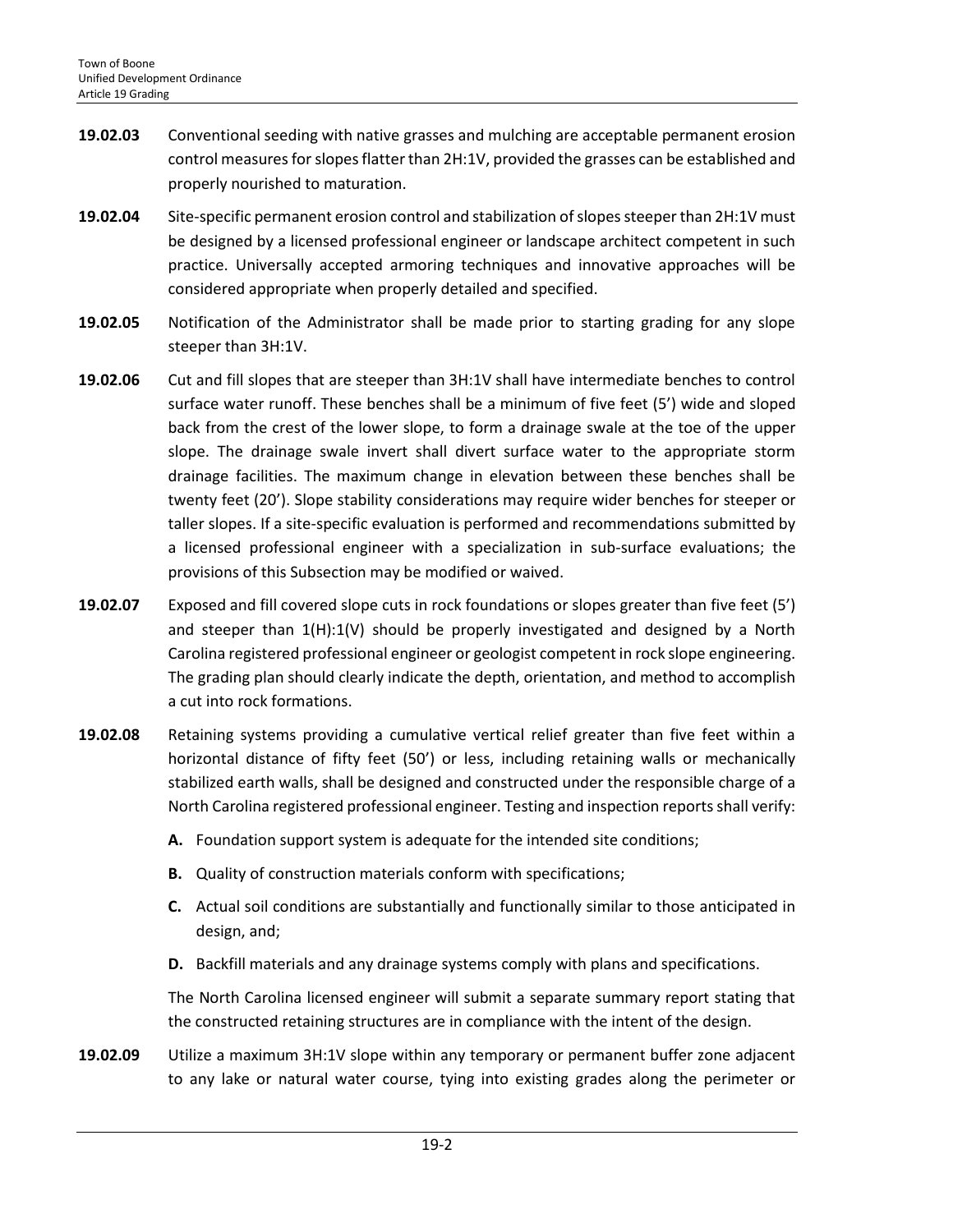**19.02.03** Conventional seeding with native grasses and mulching are acceptable permanent erosion control measures for slopes flatter than 2H:1V, provided the grasses can be established and properly nourished to maturation.

**19.02.04** Site-specific permanent erosion control and stabilization of slopes steeper than 2H:1V must be designed by a licensed professional engineer or landscape architect competent in such practice. Universally accepted armoring techniques and innovative approaches will be considered appropriate when properly detailed and specified.

**19.02.05** Notification of the Administrator shall be made prior to starting grading for any slope steeper than 3H:1V.

**19.02.06** Cut and fill slopes that are steeper than 3H:1V shall have intermediate benches to control surface water runoff. These benches shall be a minimum of five feet (5') wide and sloped back from the crest of the lower slope, to form a drainage swale at the toe of the upper slope. The drainage swale invert shall divert surface water to the appropriate storm drainage facilities. The maximum change in elevation between these benches shall be twenty feet (20'). Slope stability considerations may require wider benches for steeper or taller slopes. If a site-specific evaluation is performed and recommendations submitted by a licensed professional engineer with a specialization in sub-surface evaluations; the provisions of this Subsection may be modified or waived.

**19.02.07** Exposed and fill covered slope cuts in rock foundations or slopes greater than five feet (5') and steeper than 1(H):1(V) should be properly investigated and designed by a North Carolina registered professional engineer or geologist competent in rock slope engineering. The grading plan should clearly indicate the depth, orientation, and method to accomplish a cut into rock formations.

**19.02.08** Retaining systems providing a cumulative vertical relief greater than five feet within a horizontal distance of fifty feet (50') or less, including retaining walls or mechanically stabilized earth walls, shall be designed and constructed under the responsible charge of a North Carolina registered professional engineer. Testing and inspection reports shall verify:

- **A.** Foundation support system is adequate for the intended site conditions;
- **B.** Quality of construction materials conform with specifications;
- **C.** Actual soil conditions are substantially and functionally similar to those anticipated in design, and;
- **D.** Backfill materials and any drainage systems comply with plans and specifications.

The North Carolina licensed engineer will submit a separate summary report stating that the constructed retaining structures are in compliance with the intent of the design.

**19.02.09** Utilize a maximum 3H:1V slope within any temporary or permanent buffer zone adjacent to any lake or natural water course, tying into existing grades along the perimeter or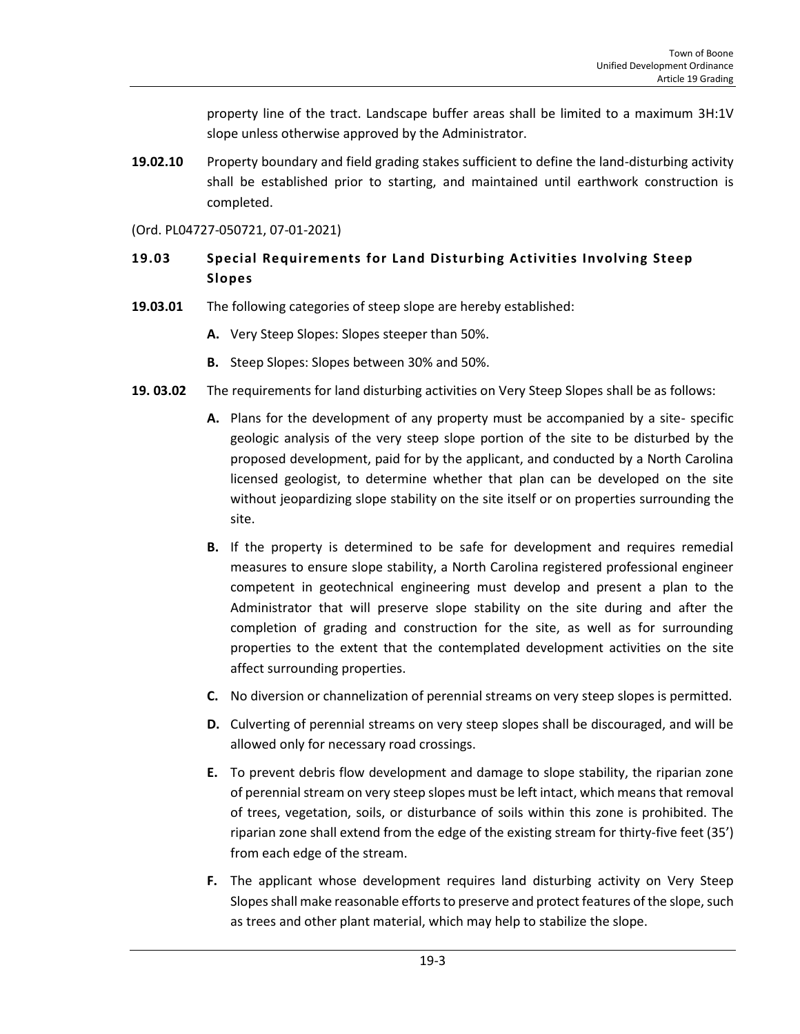property line of the tract. Landscape buffer areas shall be limited to a maximum 3H:1V slope unless otherwise approved by the Administrator.

**19.02.10** Property boundary and field grading stakes sufficient to define the land-disturbing activity shall be established prior to starting, and maintained until earthwork construction is completed.

(Ord. PL04727-050721, 07-01-2021)

## 19.03 Special Requirements for Land Disturbing Activities Involving Steep Slopes

**19.03.01** The following categories of steep slope are hereby established:

- **A.** Very Steep Slopes: Slopes steeper than 50%.
- **B.** Steep Slopes: Slopes between 30% and 50%.

**19. 03.02** The requirements for land disturbing activities on Very Steep Slopes shall be as follows:

- **A.** Plans for the development of any property must be accompanied by a site- specific geologic analysis of the very steep slope portion of the site to be disturbed by the proposed development, paid for by the applicant, and conducted by a North Carolina licensed geologist, to determine whether that plan can be developed on the site without jeopardizing slope stability on the site itself or on properties surrounding the site.
- **B.** If the property is determined to be safe for development and requires remedial measures to ensure slope stability, a North Carolina registered professional engineer competent in geotechnical engineering must develop and present a plan to the Administrator that will preserve slope stability on the site during and after the completion of grading and construction for the site, as well as for surrounding properties to the extent that the contemplated development activities on the site affect surrounding properties.
- **C.** No diversion or channelization of perennial streams on very steep slopes is permitted.
- **D.** Culverting of perennial streams on very steep slopes shall be discouraged, and will be allowed only for necessary road crossings.
- **E.** To prevent debris flow development and damage to slope stability, the riparian zone of perennial stream on very steep slopes must be left intact, which means that removal of trees, vegetation, soils, or disturbance of soils within this zone is prohibited. The riparian zone shall extend from the edge of the existing stream for thirty-five feet (35') from each edge of the stream.
- **F.** The applicant whose development requires land disturbing activity on Very Steep Slopes shall make reasonable efforts to preserve and protect features of the slope, such as trees and other plant material, which may help to stabilize the slope.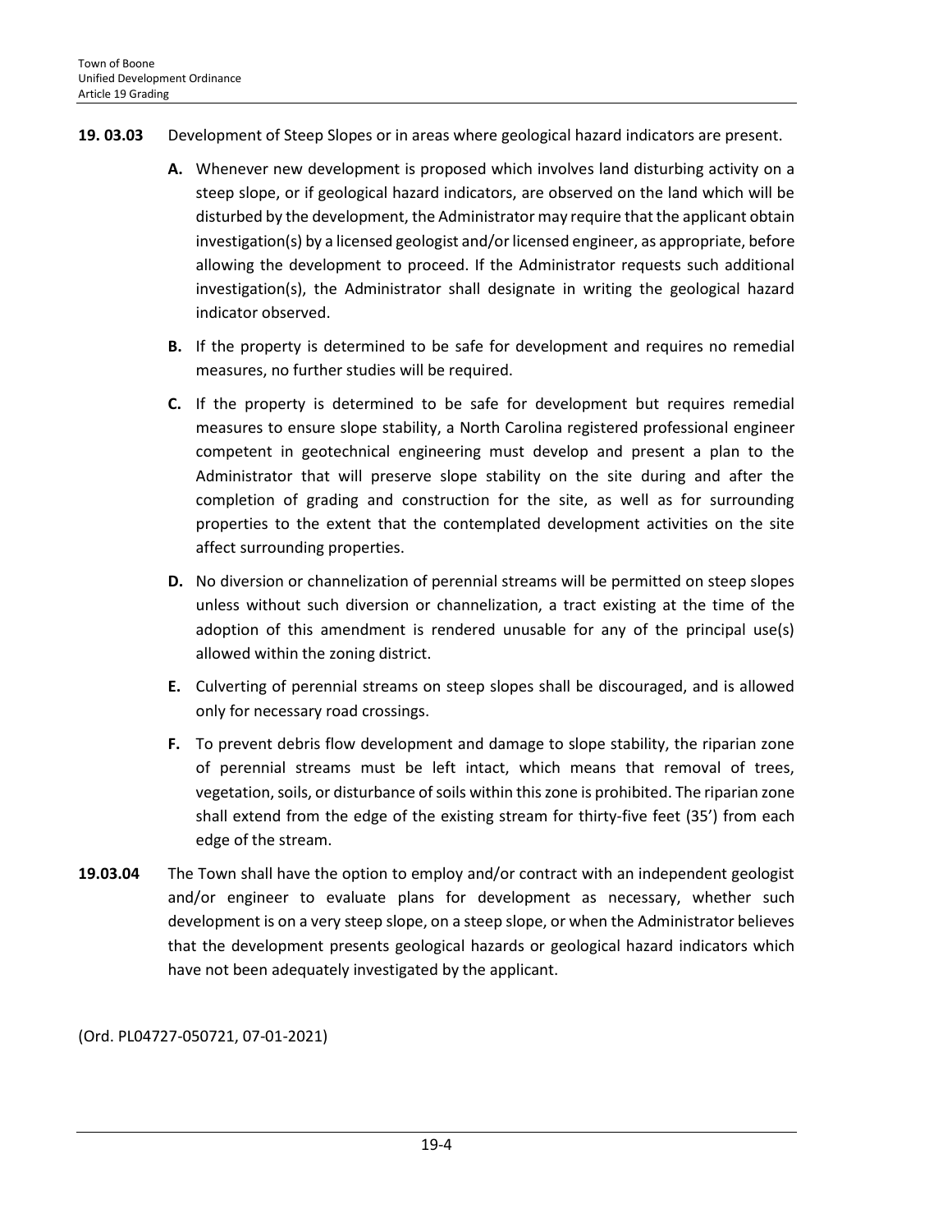**19. 03.03** Development of Steep Slopes or in areas where geological hazard indicators are present.

**A.** Whenever new development is proposed which involves land disturbing activity on a steep slope, or if geological hazard indicators, are observed on the land which will be disturbed by the development, the Administrator may require that the applicant obtain investigation(s) by a licensed geologist and/or licensed engineer, as appropriate, before allowing the development to proceed. If the Administrator requests such additional investigation(s), the Administrator shall designate in writing the geological hazard indicator observed.

**B.** If the property is determined to be safe for development and requires no remedial measures, no further studies will be required.

**C.** If the property is determined to be safe for development but requires remedial measures to ensure slope stability, a North Carolina registered professional engineer competent in geotechnical engineering must develop and present a plan to the Administrator that will preserve slope stability on the site during and after the completion of grading and construction for the site, as well as for surrounding properties to the extent that the contemplated development activities on the site affect surrounding properties.

**D.** No diversion or channelization of perennial streams will be permitted on steep slopes unless without such diversion or channelization, a tract existing at the time of the adoption of this amendment is rendered unusable for any of the principal use(s) allowed within the zoning district.

**E.** Culverting of perennial streams on steep slopes shall be discouraged, and is allowed only for necessary road crossings.

**F.** To prevent debris flow development and damage to slope stability, the riparian zone of perennial streams must be left intact, which means that removal of trees, vegetation, soils, or disturbance of soils within this zone is prohibited. The riparian zone shall extend from the edge of the existing stream for thirty-five feet (35') from each edge of the stream.

**19.03.04** The Town shall have the option to employ and/or contract with an independent geologist and/or engineer to evaluate plans for development as necessary, whether such development is on a very steep slope, on a steep slope, or when the Administrator believes that the development presents geological hazards or geological hazard indicators which have not been adequately investigated by the applicant.

(Ord. PL04727-050721, 07-01-2021)